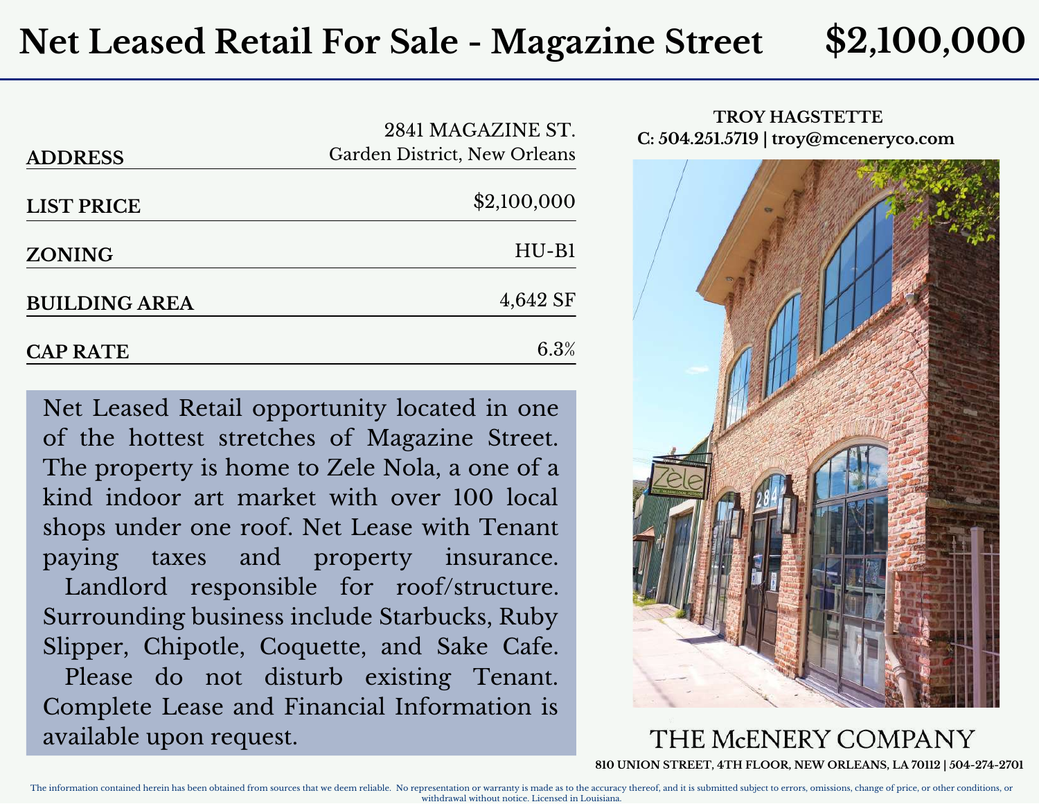# Net Leased Retail For Sale - Magazine Street $2,100,000

| | |
|---|---|
| **ADDRESS** | 2841 MAGAZINE ST.<br>Garden District, New Orleans |
| **LIST PRICE** | $2,100,000 |
| **ZONING** | HU-B1 |
| **BUILDING AREA** | 4,642 SF |
| **CAP RATE** | 6.3% |

Net Leased Retail opportunity located in one of the hottest stretches of Magazine Street. The property is home to Zele Nola, a one of a kind indoor art market with over 100 local shops under one roof. Net Lease with Tenant paying taxes and property insurance. Landlord responsible for roof/structure. Surrounding business include Starbucks, Ruby Slipper, Chipotle, Coquette, and Sake Cafe. Please do not disturb existing Tenant. Complete Lease and Financial Information is available upon request.

**TROY HAGSTETTE**
**C: 504.251.5719 | troy@mceneryco.com**

THE McENERY COMPANY

**810 UNION STREET, 4TH FLOOR, NEW ORLEANS, LA 70112 | 504-274-2701**

The information contained herein has been obtained from sources that we deem reliable. No representation or warranty is made as to the accuracy thereof, and it is submitted subject to errors, omissions, change of price, or other conditions, or withdrawal without notice. Licensed in Louisiana.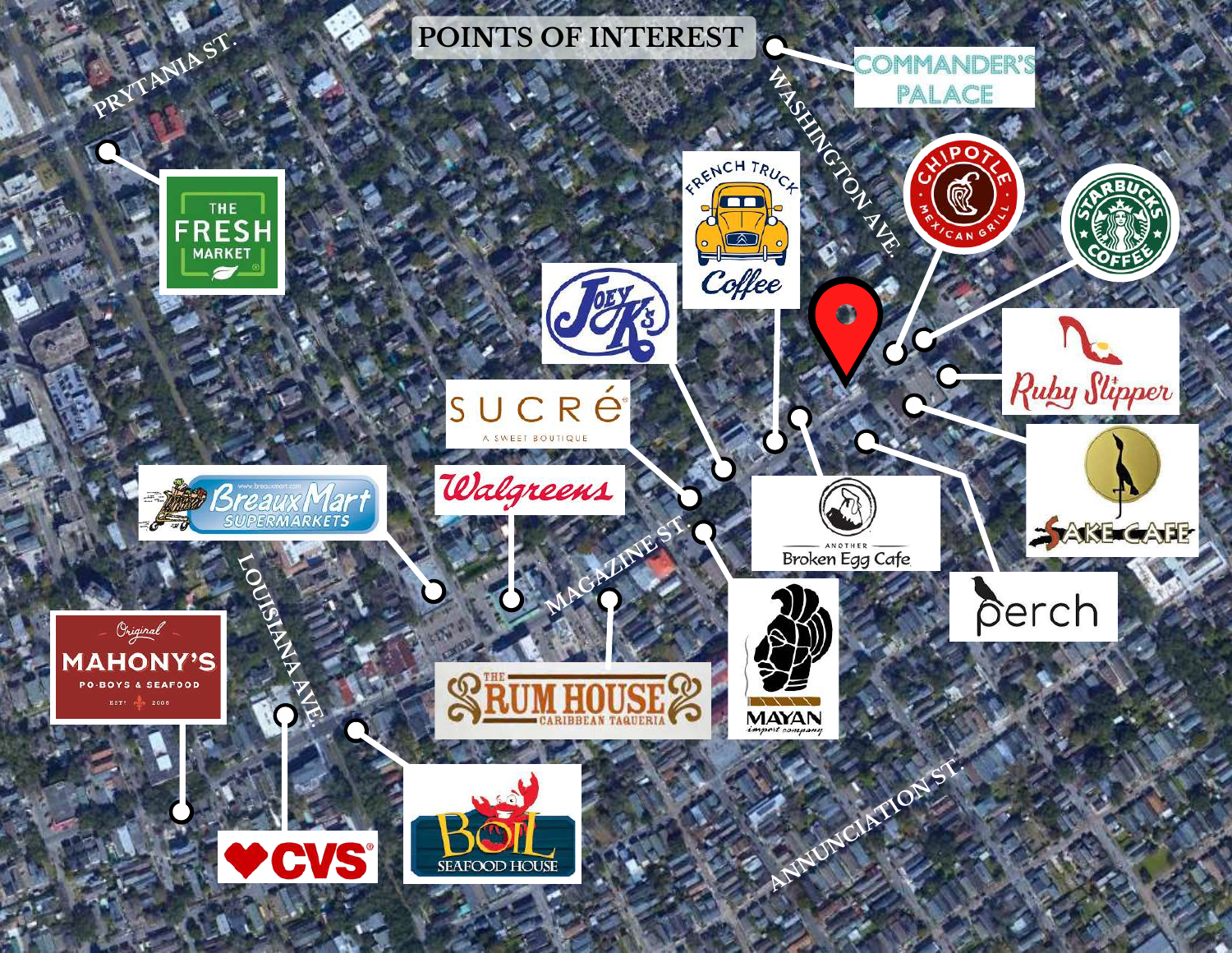# POINTS OF INTEREST

- Commander's Palace
- The Fresh Market
- French Truck Coffee
- Chipotle Mexican Grill
- Starbucks Coffee
- Joey K's
- Ruby Slipper
- Sucré – A Sweet Boutique
- Sake Cafe
- Walgreens
- Breaux Mart Supermarkets
- Another Broken Egg Cafe
- Perch
- Mayan Import Company
- The Rum House Caribbean Taqueria
- Original Mahony's Po-Boys & Seafood (Est. 2008)
- CVS
- Boil Seafood House

Streets: Prytania St., Washington Ave., Magazine St., Louisiana Ave., Annunciation St.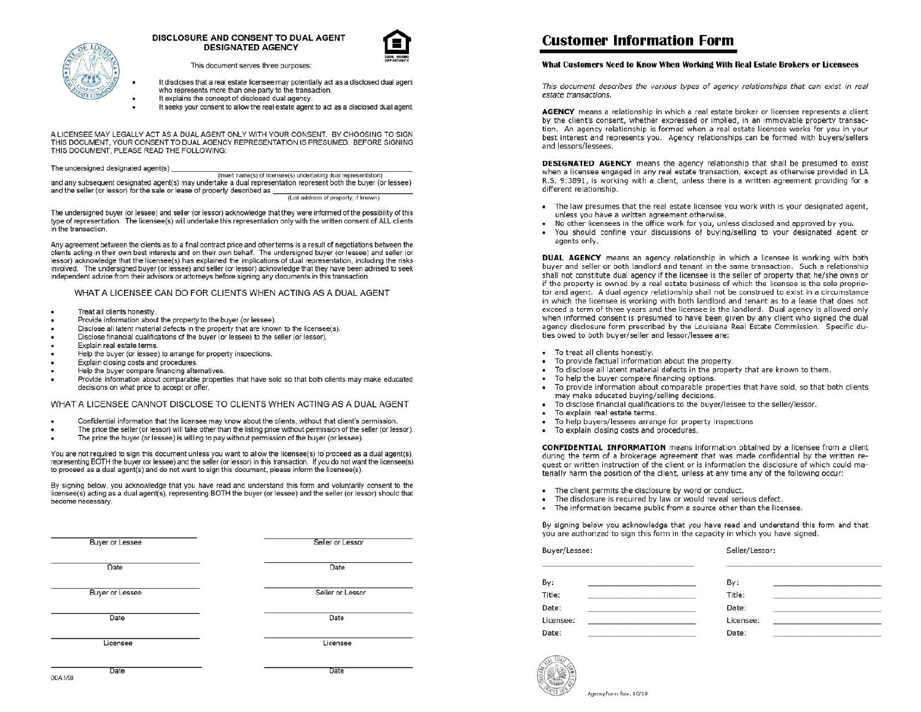## DISCLOSURE AND CONSENT TO DUAL AGENT DESIGNATED AGENCY

This document serves three purposes:

- It discloses that a real estate licensee may potentially act as a disclosed dual agent who represents more than one party to the transaction.
- It explains the concept of disclosed dual agency.
- It seeks your consent to allow the real estate agent to act as a disclosed dual agent.

A LICENSEE MAY LEGALLY ACT AS A DUAL AGENT ONLY WITH YOUR CONSENT. BY CHOOSING TO SIGN THIS DOCUMENT, YOUR CONSENT TO DUAL AGENCY REPRESENTATION IS PRESUMED. BEFORE SIGNING THIS DOCUMENT, PLEASE READ THE FOLLOWING:

The undersigned designated agent(s) ______________________________________
(Insert name(s) of licensee(s) undertaking dual representation)
and any subsequent designated agent(s) may undertake a dual representation represent both the buyer (or lessee) and the seller (or lessor) for the sale or lease of property described as ______________________________.
(List address of property, if known)

The undersigned buyer (or lessee) and seller (or lessor) acknowledge that they were informed of the possibility of this type of representation. The licensee(s) wil undertake this representation only with the written consent of ALL clients in the transaction.

Any agreement between the cients as to a final contract price and other terms is a result of negotiations between the clients acting in their own best interests and on their own behalf. The undersigned buyer (or lessee) and seller (or lessor) acknowledge that the licensee(s) has explained the implications of dual representation, including the risks involved. The undersigned buyer (or lessee) and seller (or lessor) acknowledge that they have been advised to seek independent advice from their advisors or attorneys before signing any documents in this transaction.

### WHAT A LICENSEE CAN DO FOR CLIENTS WHEN ACTING AS A DUAL AGENT

- Treat all clients honestly.
- Provide information about the property to the buyer (or lessee).
- Disclose all latent material defects in the property that are known to the licensee(s).
- Disclose financial qualifications of the buyer (or lessee) to the seller (or lessor).
- Explain real estate terms.
- Help the buyer (or lessee) to arrange for property inspections.
- Explain closing costs and procedures.
- Help the buyer compare financing alternatives.
- Provide information about comparable properties that have sold so that both clients may make educated decisions on what price to accept or offer.

### WHAT A LICENSEE CANNOT DISCLOSE TO CLIENTS WHEN ACTING AS A DUAL AGENT

- Confidential information that the licensee may know about the clients, without that client's permission.
- The price the seller (or lessor) will take other than the listing price without permission of the seller (or lessor).
- The price the buyer (or lessee) is willing to pay without permission of the buyer (or lessee).

You are not required to sign this document unless you want to allow the licensee(s) to proceed as a dual agent(s), representing BOTH the buyer (or lessee) and the seller (or lessor) in this transaction. If you do not want the licensee(s) to proceed as a dual agent(s) and do not want to sign this document, please inform the licensee(s).

By signing below, you acknowledge that you have read and understand this form and voluntarily consent to the licensee(s) acting as a dual agent(s), representing BOTH the buyer (or lessee) and the seller (or lessor) should that become necessary.

| | |
|---|---|
| Buyer or Lessee | Seller or Lessor |
| Date | Date |
| Buyer or Lessee | Seller or Lessor |
| Date | Date |
| Licensee | Licensee |
| Date | Date |

DDA 1/99

# Customer Information Form

**What Customers Need to Know When Working With Real Estate Brokers or Licensees**

*This document describes the various types of agency relationships that can exist in real estate transactions.*

**AGENCY** means a relationship in which a real estate broker or licensee represents a client by the client's consent, whether expressed or implied, in an immovable property transaction. An agency relationship is formed when a real estate licensee works for you in your best interest and represents you. Agency relationships can be formed with buyers/sellers and lessors/lessees.

**DESIGNATED AGENCY** means the agency relationship that shall be presumed to exist when a licensee engaged in any real estate transaction, except as otherwise provided in LA R.S. 9:3891, is working with a client, unless there is a written agreement providing for a different relationship.

- The law presumes that the real estate licensee you work with is your designated agent, unless you have a written agreement otherwise.
- No other licensees in the office work for you, unless disclosed and approved by you.
- You should confine your discussions of buying/selling to your designated agent or agents only.

**DUAL AGENCY** means an agency relationship in which a licensee is working with both buyer and seller or both landlord and tenant in the same transaction. Such a relationship shall not constitute dual agency if the licensee is the seller of property that he/she owns or if the property is owned by a real estate business of which the licensee is the sole proprietor and agent. A dual agency relationship shall not be construed to exist in a circumstance in which the licensee is working with both landlord and tenant as to a lease that does not exceed a term of three years and the licensee is the landlord. Dual agency is allowed only when informed consent is presumed to have been given by any client who signed the dual agency disclosure form prescribed by the Louisiana Real Estate Commission. Specific duties owed to both buyer/seller and lessor/lessee are:

- To treat all clients honestly.
- To provide factual information about the property.
- To disclose all latent material defects in the property that are known to them.
- To help the buyer compare financing options.
- To provide information about comparable properties that have sold, so that both clients may make educated buying/selling decisions.
- To disclose financial qualifications to the buyer/lessee to the seller/lessor.
- To explain real estate terms.
- To help buyers/lessees arrange for property inspections
- To explain closing costs and procedures.

**CONFIDENTIAL INFORMATION** means information obtained by a licensee from a client during the term of a brokerage agreement that was made confidential by the written request or written instruction of the client or is information the disclosure of which could materially harm the position of the client, unless at any time any of the following occur:

- The client permits the disclosure by word or conduct.
- The disclosure is required by law or would reveal serious defect.
- The information became public from a source other than the licensee.

By signing below you acknowledge that you have read and understand this form and that you are authorized to sign this form in the capacity in which you have signed.

| Buyer/Lessee: | | Seller/Lessor: | |
|---|---|---|---|
| By: | | By: | |
| Title: | | Title: | |
| Date: | | Date: | |
| Licensee: | | Licensee: | |
| Date: | | Date: | |

AgencyForm Rev. 10/10